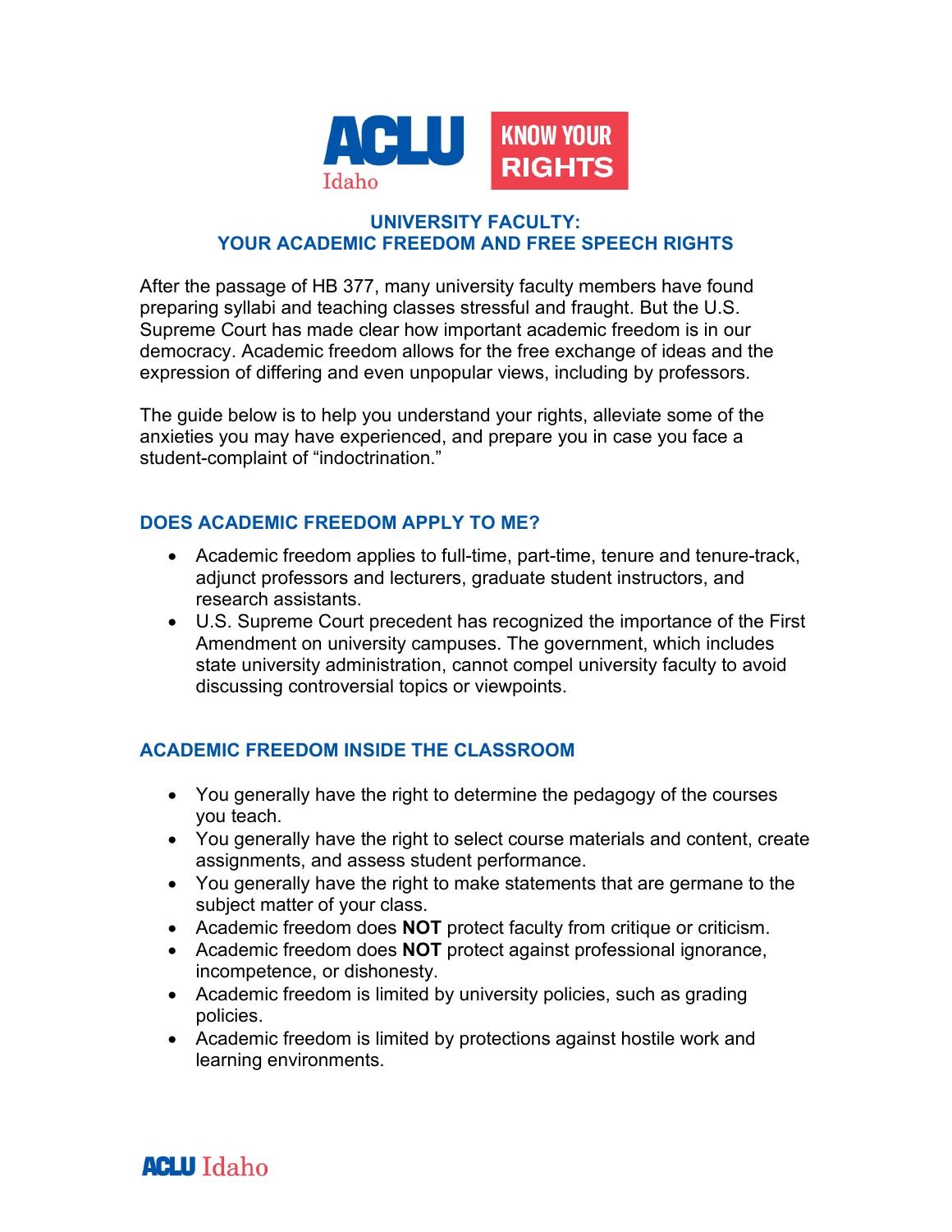ACLU Idaho | KNOW YOUR RIGHTS

# UNIVERSITY FACULTY: YOUR ACADEMIC FREEDOM AND FREE SPEECH RIGHTS

After the passage of HB 377, many university faculty members have found preparing syllabi and teaching classes stressful and fraught. But the U.S. Supreme Court has made clear how important academic freedom is in our democracy. Academic freedom allows for the free exchange of ideas and the expression of differing and even unpopular views, including by professors.

The guide below is to help you understand your rights, alleviate some of the anxieties you may have experienced, and prepare you in case you face a student-complaint of "indoctrination."

## DOES ACADEMIC FREEDOM APPLY TO ME?

- Academic freedom applies to full-time, part-time, tenure and tenure-track, adjunct professors and lecturers, graduate student instructors, and research assistants.
- U.S. Supreme Court precedent has recognized the importance of the First Amendment on university campuses. The government, which includes state university administration, cannot compel university faculty to avoid discussing controversial topics or viewpoints.

## ACADEMIC FREEDOM INSIDE THE CLASSROOM

- You generally have the right to determine the pedagogy of the courses you teach.
- You generally have the right to select course materials and content, create assignments, and assess student performance.
- You generally have the right to make statements that are germane to the subject matter of your class.
- Academic freedom does **NOT** protect faculty from critique or criticism.
- Academic freedom does **NOT** protect against professional ignorance, incompetence, or dishonesty.
- Academic freedom is limited by university policies, such as grading policies.
- Academic freedom is limited by protections against hostile work and learning environments.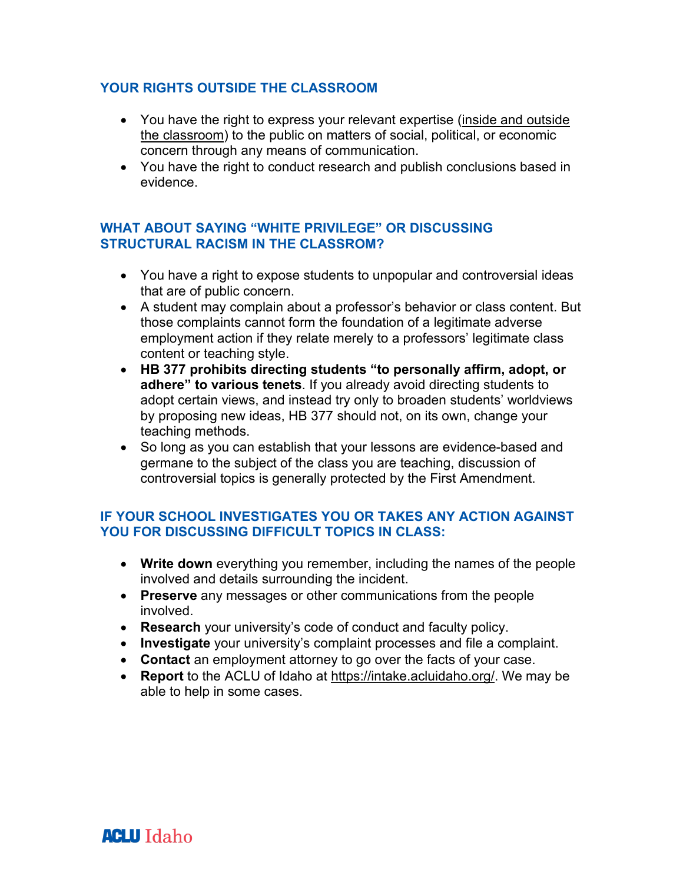## YOUR RIGHTS OUTSIDE THE CLASSROOM

- You have the right to express your relevant expertise (inside and outside the classroom) to the public on matters of social, political, or economic concern through any means of communication.
- You have the right to conduct research and publish conclusions based in evidence.

## WHAT ABOUT SAYING "WHITE PRIVILEGE" OR DISCUSSING STRUCTURAL RACISM IN THE CLASSROM?

- You have a right to expose students to unpopular and controversial ideas that are of public concern.
- A student may complain about a professor's behavior or class content. But those complaints cannot form the foundation of a legitimate adverse employment action if they relate merely to a professors' legitimate class content or teaching style.
- **HB 377 prohibits directing students "to personally affirm, adopt, or adhere" to various tenets**. If you already avoid directing students to adopt certain views, and instead try only to broaden students' worldviews by proposing new ideas, HB 377 should not, on its own, change your teaching methods.
- So long as you can establish that your lessons are evidence-based and germane to the subject of the class you are teaching, discussion of controversial topics is generally protected by the First Amendment.

## IF YOUR SCHOOL INVESTIGATES YOU OR TAKES ANY ACTION AGAINST YOU FOR DISCUSSING DIFFICULT TOPICS IN CLASS:

- **Write down** everything you remember, including the names of the people involved and details surrounding the incident.
- **Preserve** any messages or other communications from the people involved.
- **Research** your university's code of conduct and faculty policy.
- **Investigate** your university's complaint processes and file a complaint.
- **Contact** an employment attorney to go over the facts of your case.
- **Report** to the ACLU of Idaho at https://intake.acluidaho.org/. We may be able to help in some cases.

ACLU Idaho